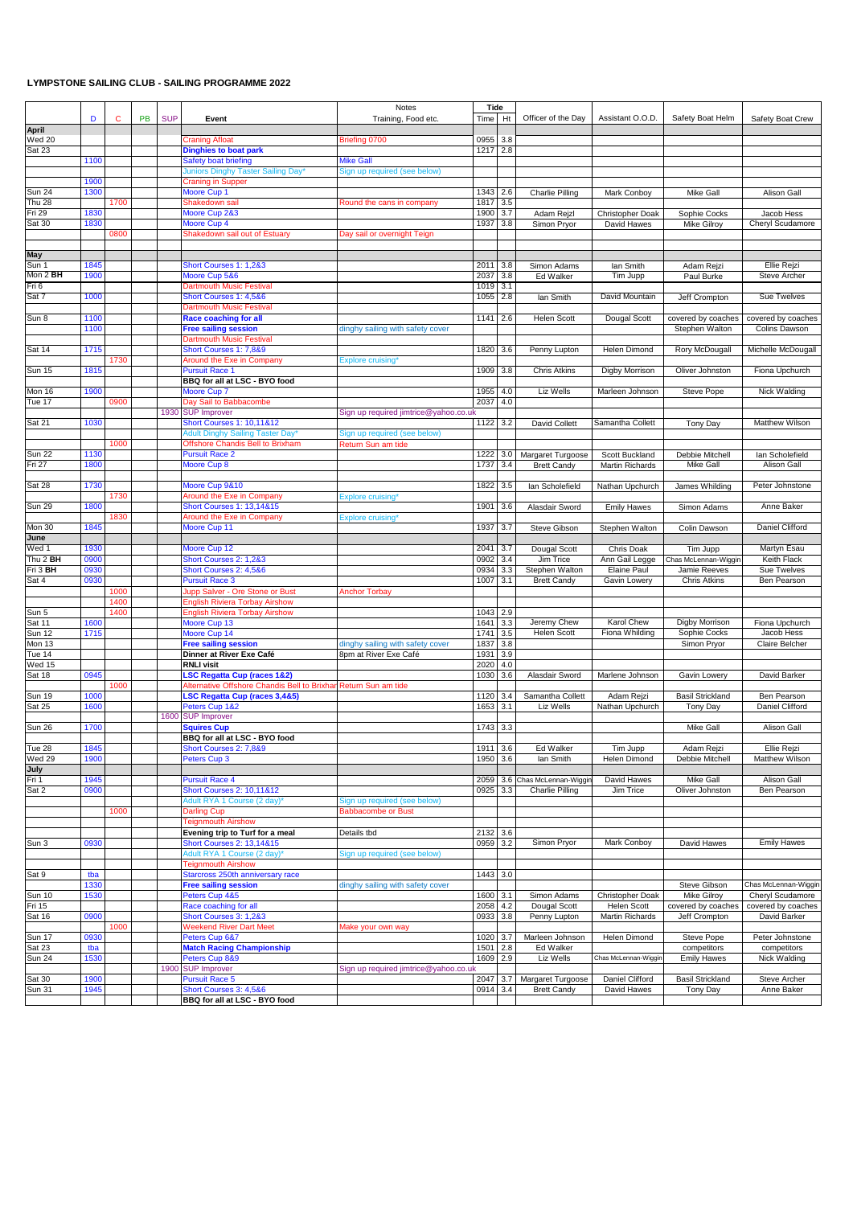# LYMPSTONE SAILING CLUB - SAILING PROGRAMME 2022

| | D | C | PB | SUP | Event | Notes Training, Food etc. | Tide Time | Ht | Officer of the Day | Assistant O.O.D. | Safety Boat Helm | Safety Boat Crew |
|---|---|---|---|---|---|---|---|---|---|---|---|---|
| **April** | | | | | | | | | | | | |
| Wed 20 | | | | | Craning Afloat | Briefing 0700 | 0955 | 3.8 | | | | |
| Sat 23 | | | | | **Dinghies to boat park** | | 1217 | 2.8 | | | | |
| | 1100 | | | | Safety boat briefing | Mike Gall | | | | | | |
| | | | | | Juniors Dinghy Taster Sailing Day* | Sign up required (see below) | | | | | | |
| | 1900 | | | | Craning in Supper | | | | | | | |
| Sun 24 | 1300 | | | | Moore Cup 1 | | 1343 | 2.6 | Charlie Pilling | Mark Conboy | Mike Gall | Alison Gall |
| Thu 28 | | 1700 | | | Shakedown sail | Round the cans in company | 1817 | 3.5 | | | | |
| Fri 29 | 1830 | | | | Moore Cup 2&3 | | 1900 | 3.7 | Adam Rejzl | Christopher Doak | Sophie Cocks | Jacob Hess |
| Sat 30 | 1830 | | | | Moore Cup 4 | | 1937 | 3.8 | Simon Pryor | David Hawes | Mike Gilroy | Cheryl Scudamore |
| | | 0800 | | | Shakedown sail out of Estuary | Day sail or overnight Teign | | | | | | |
| **May** | | | | | | | | | | | | |
| Sun 1 | 1845 | | | | Short Courses 1: 1,2&3 | | 2011 | 3.8 | Simon Adams | Ian Smith | Adam Rejzi | Ellie Rejzi |
| Mon 2 **BH** | 1900 | | | | Moore Cup 5&6 | | 2037 | 3.8 | Ed Walker | Tim Jupp | Paul Burke | Steve Archer |
| Fri 6 | | | | | Dartmouth Music Festival | | 1019 | 3.1 | | | | |
| Sat 7 | 1000 | | | | Short Courses 1: 4,5&6 | | 1055 | 2.8 | Ian Smith | David Mountain | Jeff Crompton | Sue Twelves |
| | | | | | Dartmouth Music Festival | | | | | | | |
| Sun 8 | 1100 | | | | **Race coaching for all** | | 1141 | 2.6 | Helen Scott | Dougal Scott | covered by coaches | covered by coaches |
| | 1100 | | | | **Free sailing session** | dinghy sailing with safety cover | | | | | Stephen Walton | Colins Dawson |
| | | | | | Dartmouth Music Festival | | | | | | | |
| Sat 14 | 1715 | | | | Short Courses 1: 7,8&9 | | 1820 | 3.6 | Penny Lupton | Helen Dimond | Rory McDougall | Michelle McDougall |
| | | 1730 | | | Around the Exe in Company | Explore cruising* | | | | | | |
| Sun 15 | 1815 | | | | Pursuit Race 1 | | 1909 | 3.8 | Chris Atkins | Digby Morrison | Oliver Johnston | Fiona Upchurch |
| | | | | | **BBQ for all at LSC - BYO food** | | | | | | | |
| Mon 16 | 1900 | | | | Moore Cup 7 | | 1955 | 4.0 | Liz Wells | Marleen Johnson | Steve Pope | Nick Walding |
| Tue 17 | | 0900 | | | Day Sail to Babbacombe | | 2037 | 4.0 | | | | |
| | | | | 1930 | SUP Improver | Sign up required jimtrice@yahoo.co.uk | | | | | | |
| Sat 21 | 1030 | | | | Short Courses 1: 10,11&12 | | 1122 | 3.2 | David Collett | Samantha Collett | Tony Day | Matthew Wilson |
| | | | | | Adult Dinghy Sailing Taster Day* | Sign up required (see below) | | | | | | |
| | | 1000 | | | Offshore Chandis Bell to Brixham | Return Sun am tide | | | | | | |
| Sun 22 | 1130 | | | | Pursuit Race 2 | | 1222 | 3.0 | Margaret Turgoose | Scott Buckland | Debbie Mitchell | Ian Scholefield |
| Fri 27 | 1800 | | | | Moore Cup 8 | | 1737 | 3.4 | Brett Candy | Martin Richards | Mike Gall | Alison Gall |
| Sat 28 | 1730 | | | | Moore Cup 9&10 | | 1822 | 3.5 | Ian Scholefield | Nathan Upchurch | James Whilding | Peter Johnstone |
| | | 1730 | | | Around the Exe in Company | Explore cruising* | | | | | | |
| Sun 29 | 1800 | | | | Short Courses 1: 13,14&15 | | 1901 | 3.6 | Alasdair Sword | Emily Hawes | Simon Adams | Anne Baker |
| | | 1830 | | | Around the Exe in Company | Explore cruising* | | | | | | |
| Mon 30 | 1845 | | | | Moore Cup 11 | | 1937 | 3.7 | Steve Gibson | Stephen Walton | Colin Dawson | Daniel Clifford |
| **June** | | | | | | | | | | | | |
| Wed 1 | 1930 | | | | Moore Cup 12 | | 2041 | 3.7 | Dougal Scott | Chris Doak | Tim Jupp | Martyn Esau |
| Thu 2 **BH** | 0900 | | | | Short Courses 2: 1,2&3 | | 0902 | 3.4 | Jim Trice | Ann Gail Legge | Chas McLennan-Wiggin | Keith Flack |
| Fri 3 **BH** | 0930 | | | | Short Courses 2: 4,5&6 | | 0934 | 3.3 | Stephen Walton | Elaine Paul | Jamie Reeves | Sue Twelves |
| Sat 4 | 0930 | | | | Pursuit Race 3 | | 1007 | 3.1 | Brett Candy | Gavin Lowery | Chris Atkins | Ben Pearson |
| | | 1000 | | | Jupp Salver - Ore Stone or Bust | Anchor Torbay | | | | | | |
| | | 1400 | | | English Riviera Torbay Airshow | | | | | | | |
| Sun 5 | | 1400 | | | English Riviera Torbay Airshow | | 1043 | 2.9 | | | | |
| Sat 11 | 1600 | | | | Moore Cup 13 | | 1641 | 3.3 | Jeremy Chew | Karol Chew | Digby Morrison | Fiona Upchurch |
| Sun 12 | 1715 | | | | Moore Cup 14 | | 1741 | 3.5 | Helen Scott | Fiona Whilding | Sophie Cocks | Jacob Hess |
| Mon 13 | | | | | **Free sailing session** | dinghy sailing with safety cover | 1837 | 3.8 | | | Simon Pryor | Claire Belcher |
| Tue 14 | | | | | **Dinner at River Exe Café** | 8pm at River Exe Café | 1931 | 3.9 | | | | |
| Wed 15 | | | | | **RNLI visit** | | 2020 | 4.0 | | | | |
| Sat 18 | 0945 | | | | **LSC Regatta Cup (races 1&2)** | | 1030 | 3.6 | Alasdair Sword | Marlene Johnson | Gavin Lowery | David Barker |
| | | 1000 | | | Alternative Offshore Chandis Bell to Brixham | Return Sun am tide | | | | | | |
| Sun 19 | 1000 | | | | **LSC Regatta Cup (races 3,4&5)** | | 1120 | 3.4 | Samantha Collett | Adam Rejzi | Basil Strickland | Ben Pearson |
| Sat 25 | 1600 | | | | Peters Cup 1&2 | | 1653 | 3.1 | Liz Wells | Nathan Upchurch | Tony Day | Daniel Clifford |
| | | | | 1600 | SUP Improver | | | | | | | |
| Sun 26 | 1700 | | | | **Squires Cup** | | 1743 | 3.3 | | | Mike Gall | Alison Gall |
| | | | | | **BBQ for all at LSC - BYO food** | | | | | | | |
| Tue 28 | 1845 | | | | Short Courses 2: 7,8&9 | | 1911 | 3.6 | Ed Walker | Tim Jupp | Adam Rejzi | Ellie Rejzi |
| Wed 29 | 1900 | | | | Peters Cup 3 | | 1950 | 3.6 | Ian Smith | Helen Dimond | Debbie Mitchell | Matthew Wilson |
| **July** | | | | | | | | | | | | |
| Fri 1 | 1945 | | | | Pursuit Race 4 | | 2059 | 3.6 | Chas McLennan-Wiggin | David Hawes | Mike Gall | Alison Gall |
| Sat 2 | 0900 | | | | Short Courses 2: 10,11&12 | | 0925 | 3.3 | Charlie Pilling | Jim Trice | Oliver Johnston | Ben Pearson |
| | | | | | Adult RYA 1 Course (2 day)* | Sign up required (see below) | | | | | | |
| | | 1000 | | | Darling Cup | Babbacombe or Bust | | | | | | |
| | | | | | Teignmouth Airshow | | | | | | | |
| | | | | | **Evening trip to Turf for a meal** | Details tbd | 2132 | 3.6 | | | | |
| Sun 3 | 0930 | | | | Short Courses 2: 13,14&15 | | 0959 | 3.2 | Simon Pryor | Mark Conboy | David Hawes | Emily Hawes |
| | | | | | Adult RYA 1 Course (2 day)* | Sign up required (see below) | | | | | | |
| | | | | | Teignmouth Airshow | | | | | | | |
| Sat 9 | tba | | | | Starcross 250th anniversary race | | 1443 | 3.0 | | | | |
| | 1330 | | | | **Free sailing session** | dinghy sailing with safety cover | | | | | Steve Gibson | Chas McLennan-Wiggin |
| Sun 10 | 1530 | | | | Peters Cup 4&5 | | 1600 | 3.1 | Simon Adams | Christopher Doak | Mike Gilroy | Cheryl Scudamore |
| Fri 15 | | | | | Race coaching for all | | 2058 | 4.2 | Dougal Scott | Helen Scott | covered by coaches | covered by coaches |
| Sat 16 | 0900 | | | | Short Courses 3: 1,2&3 | | 0933 | 3.8 | Penny Lupton | Martin Richards | Jeff Crompton | David Barker |
| | | 1000 | | | Weekend River Dart Meet | Make your own way | | | | | | |
| Sun 17 | 0930 | | | | Peters Cup 6&7 | | 1020 | 3.7 | Marleen Johnson | Helen Dimond | Steve Pope | Peter Johnstone |
| Sat 23 | tba | | | | **Match Racing Championship** | | 1501 | 2.8 | Ed Walker | | competitors | competitors |
| Sun 24 | 1530 | | | | Peters Cup 8&9 | | 1609 | 2.9 | Liz Wells | Chas McLennan-Wiggin | Emily Hawes | Nick Walding |
| | | | | 1900 | SUP Improver | Sign up required jimtrice@yahoo.co.uk | | | | | | |
| Sat 30 | 1900 | | | | Pursuit Race 5 | | 2047 | 3.7 | Margaret Turgoose | Daniel Clifford | Basil Strickland | Steve Archer |
| Sun 31 | 1945 | | | | Short Courses 3: 4,5&6 | | 0914 | 3.4 | Brett Candy | David Hawes | Tony Day | Anne Baker |
| | | | | | **BBQ for all at LSC - BYO food** | | | | | | | |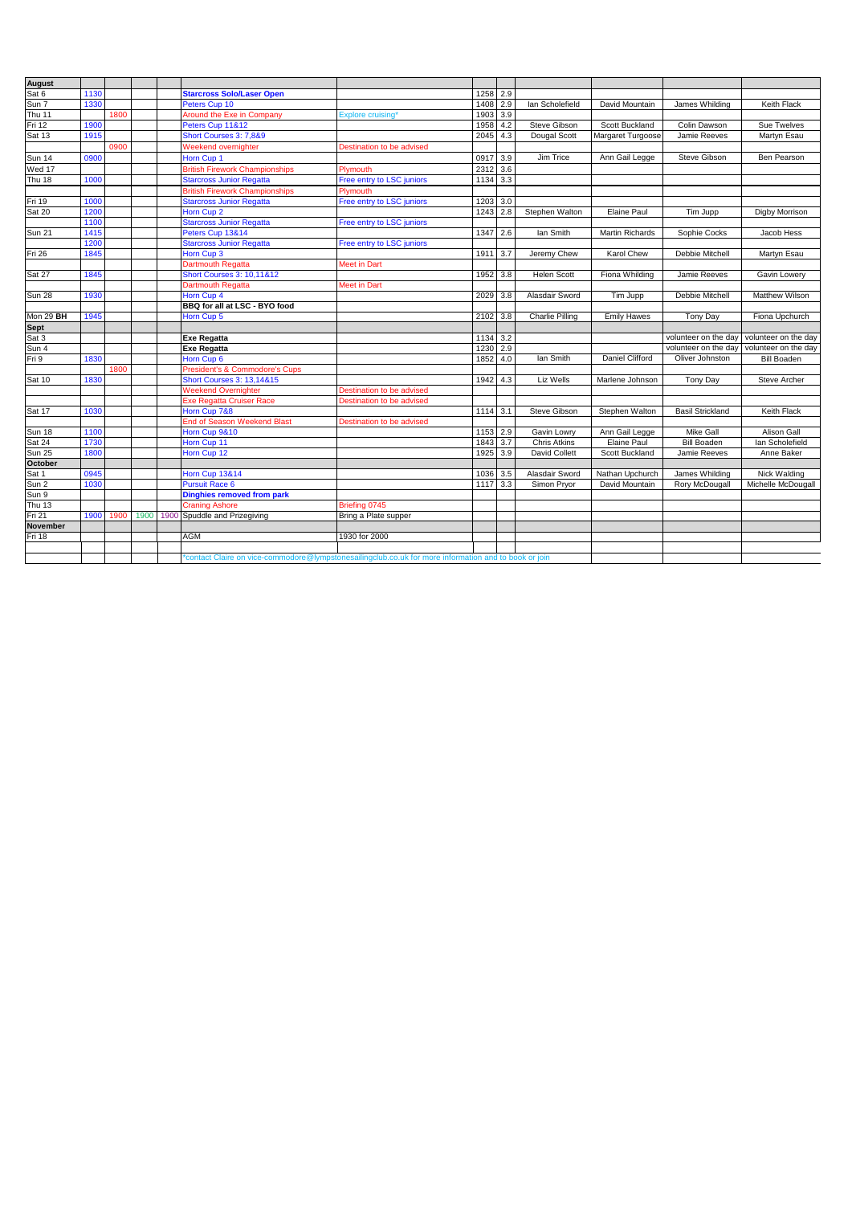| | | | | | | | | | | | | |
|---|---|---|---|---|---|---|---|---|---|---|---|---|
| **August** | | | | | | | | | | | | |
| Sat 6 | 1130 | | | | **Starcross Solo/Laser Open** | | 1258 | 2.9 | | | | |
| Sun 7 | 1330 | | | | Peters Cup 10 | | 1408 | 2.9 | Ian Scholefield | David Mountain | James Whilding | Keith Flack |
| Thu 11 | | 1800 | | | Around the Exe in Company | Explore cruising* | 1903 | 3.9 | | | | |
| Fri 12 | 1900 | | | | Peters Cup 11&12 | | 1958 | 4.2 | Steve Gibson | Scott Buckland | Colin Dawson | Sue Twelves |
| Sat 13 | 1915 | | | | Short Courses 3: 7,8&9 | | 2045 | 4.3 | Dougal Scott | Margaret Turgoose | Jamie Reeves | Martyn Esau |
| | | 0900 | | | Weekend overnighter | Destination to be advised | | | | | | |
| Sun 14 | 0900 | | | | Horn Cup 1 | | 0917 | 3.9 | Jim Trice | Ann Gail Legge | Steve Gibson | Ben Pearson |
| Wed 17 | | | | | British Firework Championships | Plymouth | 2312 | 3.6 | | | | |
| Thu 18 | 1000 | | | | Starcross Junior Regatta | Free entry to LSC juniors | 1134 | 3.3 | | | | |
| | | | | | British Firework Championships | Plymouth | | | | | | |
| Fri 19 | 1000 | | | | Starcross Junior Regatta | Free entry to LSC juniors | 1203 | 3.0 | | | | |
| Sat 20 | 1200 | | | | Horn Cup 2 | | 1243 | 2.8 | Stephen Walton | Elaine Paul | Tim Jupp | Digby Morrison |
| | 1100 | | | | Starcross Junior Regatta | Free entry to LSC juniors | | | | | | |
| Sun 21 | 1415 | | | | Peters Cup 13&14 | | 1347 | 2.6 | Ian Smith | Martin Richards | Sophie Cocks | Jacob Hess |
| | 1200 | | | | Starcross Junior Regatta | Free entry to LSC juniors | | | | | | |
| Fri 26 | 1845 | | | | Horn Cup 3 | | 1911 | 3.7 | Jeremy Chew | Karol Chew | Debbie Mitchell | Martyn Esau |
| | | | | | Dartmouth Regatta | Meet in Dart | | | | | | |
| Sat 27 | 1845 | | | | Short Courses 3: 10,11&12 | | 1952 | 3.8 | Helen Scott | Fiona Whilding | Jamie Reeves | Gavin Lowery |
| | | | | | Dartmouth Regatta | Meet in Dart | | | | | | |
| Sun 28 | 1930 | | | | Horn Cup 4 | | 2029 | 3.8 | Alasdair Sword | Tim Jupp | Debbie Mitchell | Matthew Wilson |
| | | | | | **BBQ for all at LSC - BYO food** | | | | | | | |
| Mon 29 **BH** | 1945 | | | | Horn Cup 5 | | 2102 | 3.8 | Charlie Pilling | Emily Hawes | Tony Day | Fiona Upchurch |
| **Sept** | | | | | | | | | | | | |
| Sat 3 | | | | | **Exe Regatta** | | 1134 | 3.2 | | | volunteer on the day | volunteer on the day |
| Sun 4 | | | | | **Exe Regatta** | | 1230 | 2.9 | | | volunteer on the day | volunteer on the day |
| Fri 9 | 1830 | | | | Horn Cup 6 | | 1852 | 4.0 | Ian Smith | Daniel Clifford | Oliver Johnston | Bill Boaden |
| | | 1800 | | | President's & Commodore's Cups | | | | | | | |
| Sat 10 | 1830 | | | | Short Courses 3: 13,14&15 | | 1942 | 4.3 | Liz Wells | Marlene Johnson | Tony Day | Steve Archer |
| | | | | | Weekend Overnighter | Destination to be advised | | | | | | |
| | | | | | Exe Regatta Cruiser Race | Destination to be advised | | | | | | |
| Sat 17 | 1030 | | | | Horn Cup 7&8 | | 1114 | 3.1 | Steve Gibson | Stephen Walton | Basil Strickland | Keith Flack |
| | | | | | End of Season Weekend Blast | Destination to be advised | | | | | | |
| Sun 18 | 1100 | | | | Horn Cup 9&10 | | 1153 | 2.9 | Gavin Lowry | Ann Gail Legge | Mike Gall | Alison Gall |
| Sat 24 | 1730 | | | | Horn Cup 11 | | 1843 | 3.7 | Chris Atkins | Elaine Paul | Bill Boaden | Ian Scholefield |
| Sun 25 | 1800 | | | | Horn Cup 12 | | 1925 | 3.9 | David Collett | Scott Buckland | Jamie Reeves | Anne Baker |
| **October** | | | | | | | | | | | | |
| Sat 1 | 0945 | | | | Horn Cup 13&14 | | 1036 | 3.5 | Alasdair Sword | Nathan Upchurch | James Whilding | Nick Walding |
| Sun 2 | 1030 | | | | Pursuit Race 6 | | 1117 | 3.3 | Simon Pryor | David Mountain | Rory McDougall | Michelle McDougall |
| Sun 9 | | | | | **Dinghies removed from park** | | | | | | | |
| Thu 13 | | | | | Craning Ashore | Briefing 0745 | | | | | | |
| Fri 21 | 1900 | 1900 | 1900 | 1900 | Spuddle and Prizegiving | Bring a Plate supper | | | | | | |
| **November** | | | | | | | | | | | | |
| Fri 18 | | | | | AGM | 1930 for 2000 | | | | | | |
| | | | | | *contact Claire on vice-commodore@lympstonesailingclub.co.uk for more information and to book or join | | | | | | | |